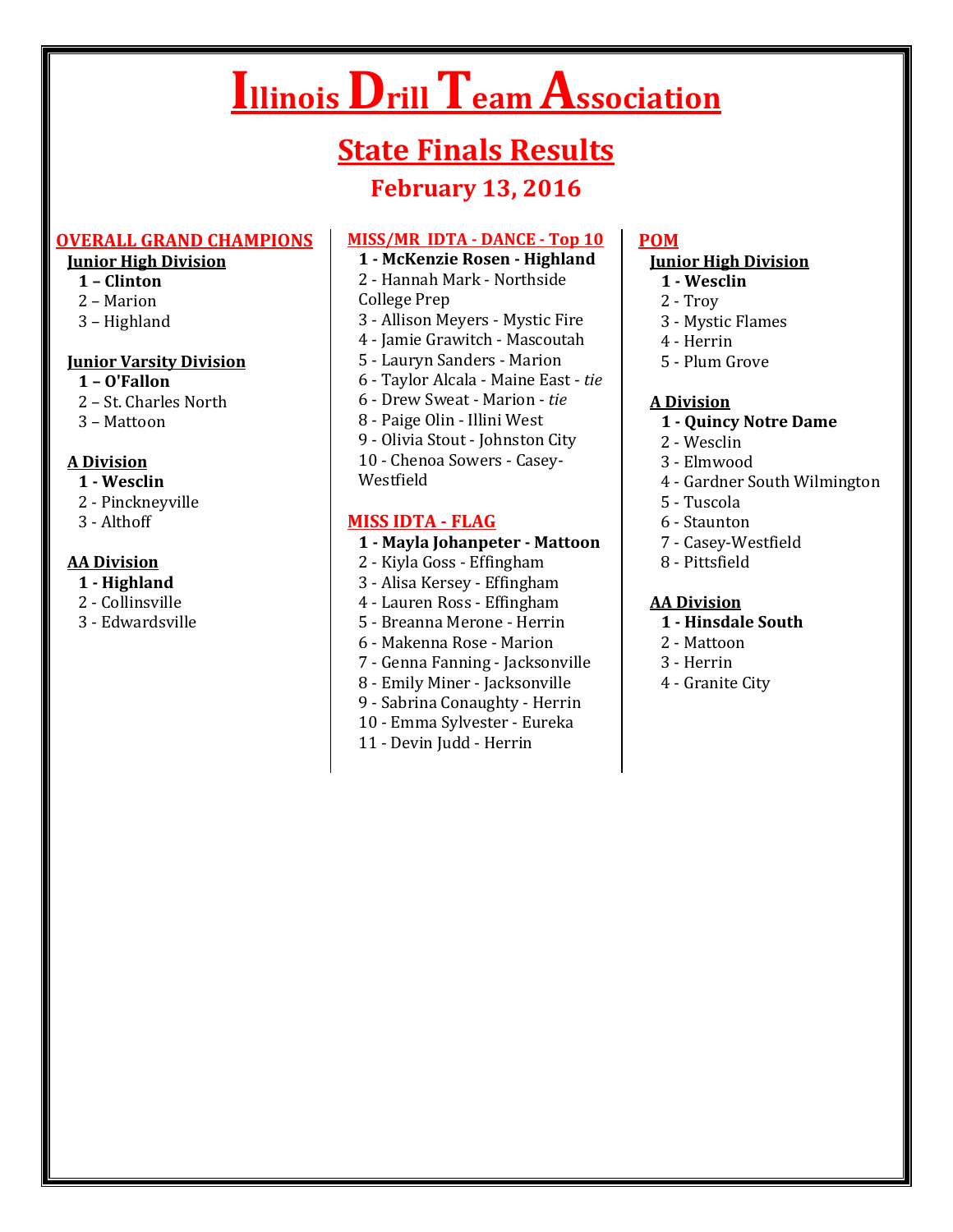# Illinois Drill Team Association

## State Finals Results

### February 13, 2016

### OVERALL GRAND CHAMPIONS

**Junior High Division**

**1 – Clinton**
2 – Marion
3 – Highland

**Junior Varsity Division**

**1 – O'Fallon**
2 – St. Charles North
3 – Mattoon

**A Division**

**1 - Wesclin**
2 - Pinckneyville
3 - Althoff

**AA Division**

**1 - Highland**
2 - Collinsville
3 - Edwardsville

### MISS/MR IDTA - DANCE - Top 10

**1 - McKenzie Rosen - Highland**
2 - Hannah Mark - Northside College Prep
3 - Allison Meyers - Mystic Fire
4 - Jamie Grawitch - Mascoutah
5 - Lauryn Sanders - Marion
6 - Taylor Alcala - Maine East - *tie*
6 - Drew Sweat - Marion - *tie*
8 - Paige Olin - Illini West
9 - Olivia Stout - Johnston City
10 - Chenoa Sowers - Casey-Westfield

### MISS IDTA - FLAG

**1 - Mayla Johanpeter - Mattoon**
2 - Kiyla Goss - Effingham
3 - Alisa Kersey - Effingham
4 - Lauren Ross - Effingham
5 - Breanna Merone - Herrin
6 - Makenna Rose - Marion
7 - Genna Fanning - Jacksonville
8 - Emily Miner - Jacksonville
9 - Sabrina Conaughty - Herrin
10 - Emma Sylvester - Eureka
11 - Devin Judd - Herrin

### POM

**Junior High Division**

**1 - Wesclin**
2 - Troy
3 - Mystic Flames
4 - Herrin
5 - Plum Grove

**A Division**

**1 - Quincy Notre Dame**
2 - Wesclin
3 - Elmwood
4 - Gardner South Wilmington
5 - Tuscola
6 - Staunton
7 - Casey-Westfield
8 - Pittsfield

**AA Division**

**1 - Hinsdale South**
2 - Mattoon
3 - Herrin
4 - Granite City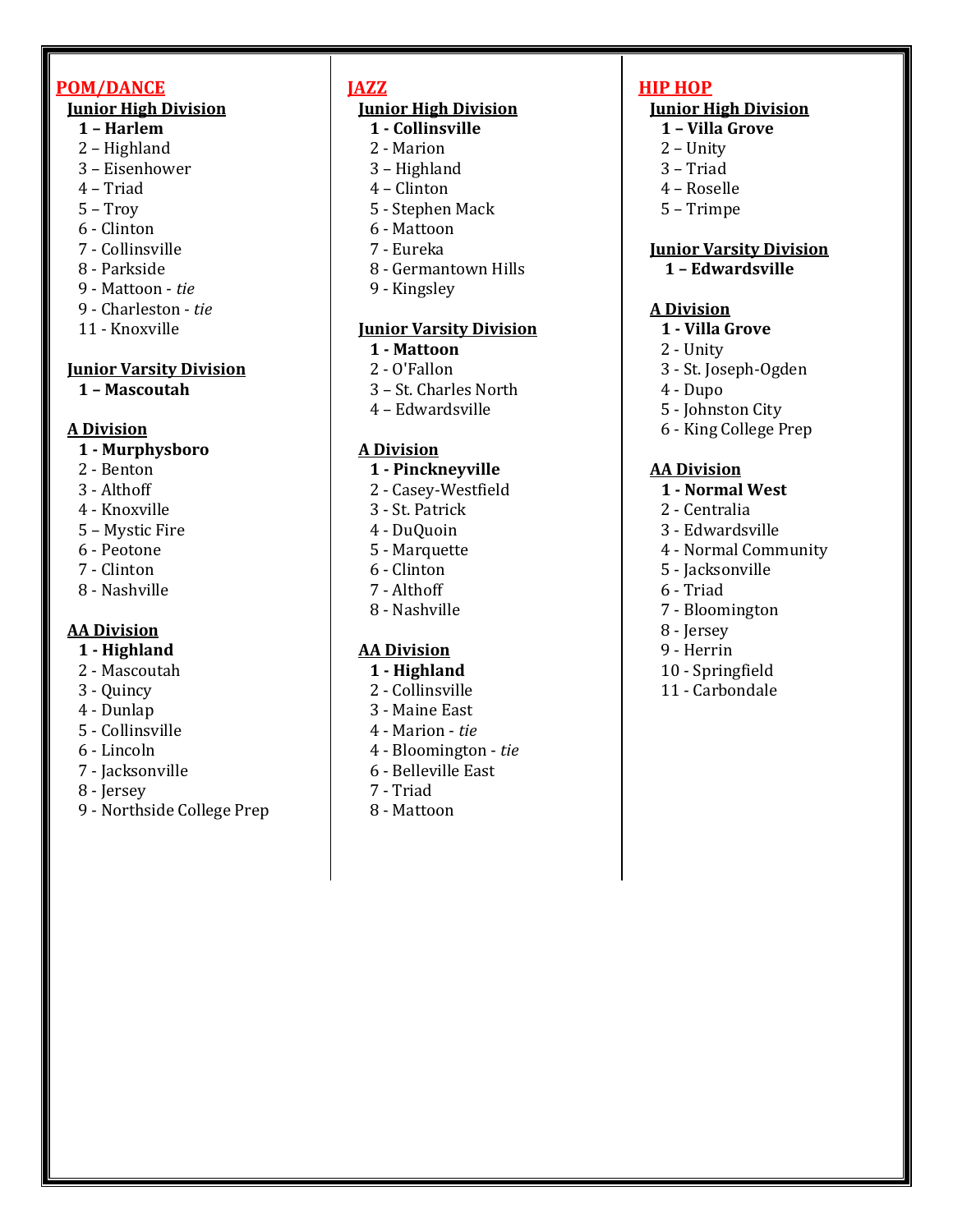## POM/DANCE

### Junior High Division

**1 – Harlem**
2 – Highland
3 – Eisenhower
4 – Triad
5 – Troy
6 - Clinton
7 - Collinsville
8 - Parkside
9 - Mattoon - *tie*
9 - Charleston - *tie*
11 - Knoxville

### Junior Varsity Division

**1 – Mascoutah**

### A Division

**1 - Murphysboro**
2 - Benton
3 - Althoff
4 - Knoxville
5 – Mystic Fire
6 - Peotone
7 - Clinton
8 - Nashville

### AA Division

**1 - Highland**
2 - Mascoutah
3 - Quincy
4 - Dunlap
5 - Collinsville
6 - Lincoln
7 - Jacksonville
8 - Jersey
9 - Northside College Prep

## JAZZ

### Junior High Division

**1 - Collinsville**
2 - Marion
3 - Highland
4 – Clinton
5 - Stephen Mack
6 - Mattoon
7 - Eureka
8 - Germantown Hills
9 - Kingsley

### Junior Varsity Division

**1 - Mattoon**
2 - O'Fallon
3 – St. Charles North
4 – Edwardsville

### A Division

**1 - Pinckneyville**
2 - Casey-Westfield
3 - St. Patrick
4 - DuQuoin
5 - Marquette
6 - Clinton
7 - Althoff
8 - Nashville

### AA Division

**1 - Highland**
2 - Collinsville
3 - Maine East
4 - Marion - *tie*
4 - Bloomington - *tie*
6 - Belleville East
7 - Triad
8 - Mattoon

## HIP HOP

### Junior High Division

**1 – Villa Grove**
2 – Unity
3 – Triad
4 – Roselle
5 – Trimpe

### Junior Varsity Division

**1 – Edwardsville**

### A Division

**1 - Villa Grove**
2 - Unity
3 - St. Joseph-Ogden
4 - Dupo
5 - Johnston City
6 - King College Prep

### AA Division

**1 - Normal West**
2 - Centralia
3 - Edwardsville
4 - Normal Community
5 - Jacksonville
6 - Triad
7 - Bloomington
8 - Jersey
9 - Herrin
10 - Springfield
11 - Carbondale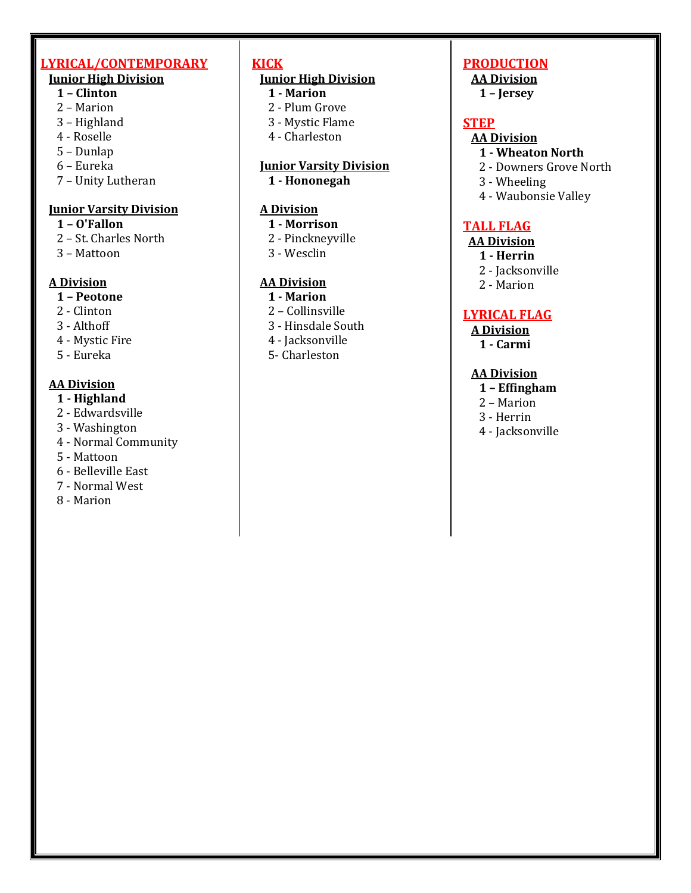## LYRICAL/CONTEMPORARY

### Junior High Division

**1 – Clinton**
2 – Marion
3 – Highland
4 - Roselle
5 – Dunlap
6 – Eureka
7 – Unity Lutheran

### Junior Varsity Division

**1 – O'Fallon**
2 – St. Charles North
3 – Mattoon

### A Division

**1 – Peotone**
2 - Clinton
3 - Althoff
4 - Mystic Fire
5 - Eureka

### AA Division

**1 - Highland**
2 - Edwardsville
3 - Washington
4 - Normal Community
5 - Mattoon
6 - Belleville East
7 - Normal West
8 - Marion

## KICK

### Junior High Division

**1 - Marion**
2 - Plum Grove
3 - Mystic Flame
4 - Charleston

### Junior Varsity Division

**1 - Hononegah**

### A Division

**1 - Morrison**
2 - Pinckneyville
3 - Wesclin

### AA Division

**1 - Marion**
2 – Collinsville
3 - Hinsdale South
4 - Jacksonville
5- Charleston

## PRODUCTION

### AA Division

**1 – Jersey**

## STEP

### AA Division

**1 - Wheaton North**
2 - Downers Grove North
3 - Wheeling
4 - Waubonsie Valley

## TALL FLAG

### AA Division

**1 - Herrin**
2 - Jacksonville
2 - Marion

## LYRICAL FLAG

### A Division

**1 - Carmi**

### AA Division

**1 – Effingham**
2 – Marion
3 - Herrin
4 - Jacksonville